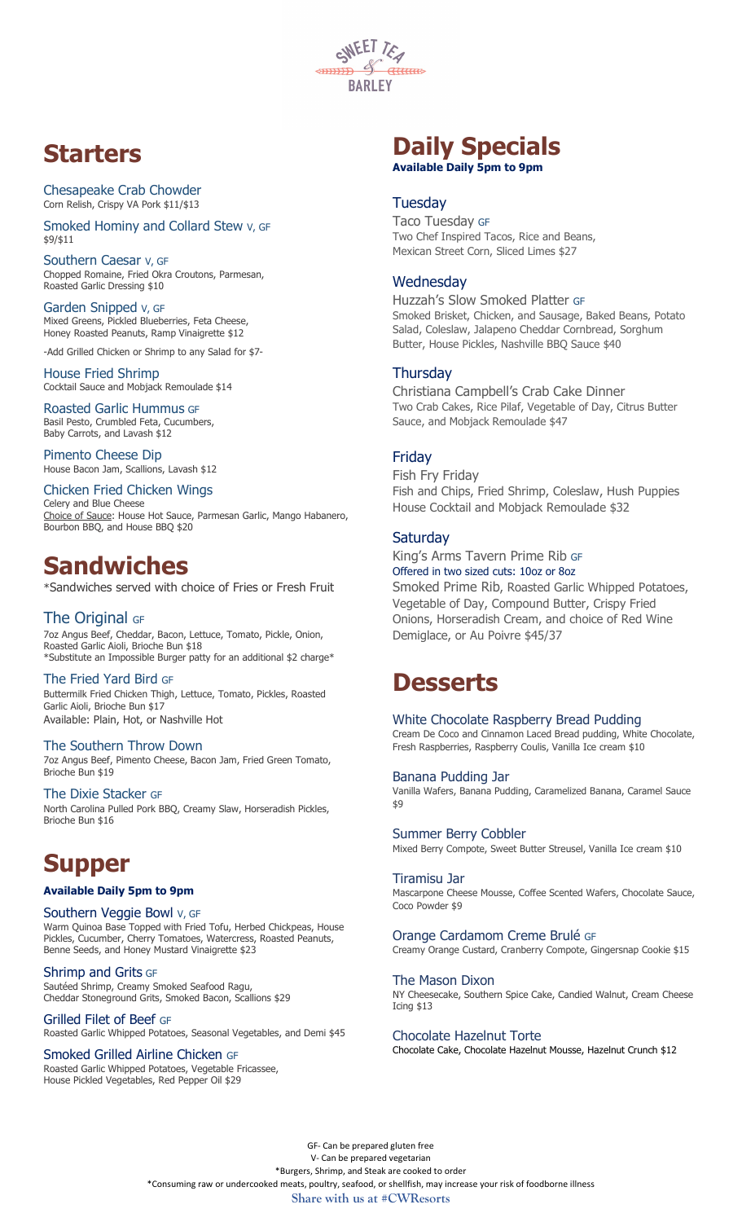Sweet Tea & Barley

## Starters

### Chesapeake Crab Chowder
Corn Relish, Crispy VA Pork $11/$13

### Smoked Hominy and Collard Stew V, GF
$9/$11

### Southern Caesar V, GF
Chopped Romaine, Fried Okra Croutons, Parmesan, Roasted Garlic Dressing $10

### Garden Snipped V, GF
Mixed Greens, Pickled Blueberries, Feta Cheese, Honey Roasted Peanuts, Ramp Vinaigrette $12

-Add Grilled Chicken or Shrimp to any Salad for $7-

### House Fried Shrimp
Cocktail Sauce and Mobjack Remoulade $14

### Roasted Garlic Hummus GF
Basil Pesto, Crumbled Feta, Cucumbers, Baby Carrots, and Lavash $12

### Pimento Cheese Dip
House Bacon Jam, Scallions, Lavash $12

### Chicken Fried Chicken Wings
Celery and Blue Cheese
Choice of Sauce: House Hot Sauce, Parmesan Garlic, Mango Habanero, Bourbon BBQ, and House BBQ $20

## Sandwiches

*Sandwiches served with choice of Fries or Fresh Fruit

### The Original GF
7oz Angus Beef, Cheddar, Bacon, Lettuce, Tomato, Pickle, Onion, Roasted Garlic Aioli, Brioche Bun $18
*Substitute an Impossible Burger patty for an additional $2 charge*

### The Fried Yard Bird GF
Buttermilk Fried Chicken Thigh, Lettuce, Tomato, Pickles, Roasted Garlic Aioli, Brioche Bun $17
Available: Plain, Hot, or Nashville Hot

### The Southern Throw Down
7oz Angus Beef, Pimento Cheese, Bacon Jam, Fried Green Tomato, Brioche Bun $19

### The Dixie Stacker GF
North Carolina Pulled Pork BBQ, Creamy Slaw, Horseradish Pickles, Brioche Bun $16

## Supper

**Available Daily 5pm to 9pm**

### Southern Veggie Bowl V, GF
Warm Quinoa Base Topped with Fried Tofu, Herbed Chickpeas, House Pickles, Cucumber, Cherry Tomatoes, Watercress, Roasted Peanuts, Benne Seeds, and Honey Mustard Vinaigrette $23

### Shrimp and Grits GF
Sautéed Shrimp, Creamy Smoked Seafood Ragu, Cheddar Stoneground Grits, Smoked Bacon, Scallions $29

### Grilled Filet of Beef GF
Roasted Garlic Whipped Potatoes, Seasonal Vegetables, and Demi $45

### Smoked Grilled Airline Chicken GF
Roasted Garlic Whipped Potatoes, Vegetable Fricassee, House Pickled Vegetables, Red Pepper Oil $29

## Daily Specials

**Available Daily 5pm to 9pm**

### Tuesday
Taco Tuesday GF
Two Chef Inspired Tacos, Rice and Beans, Mexican Street Corn, Sliced Limes $27

### Wednesday
Huzzah's Slow Smoked Platter GF
Smoked Brisket, Chicken, and Sausage, Baked Beans, Potato Salad, Coleslaw, Jalapeno Cheddar Cornbread, Sorghum Butter, House Pickles, Nashville BBQ Sauce $40

### Thursday
Christiana Campbell's Crab Cake Dinner
Two Crab Cakes, Rice Pilaf, Vegetable of Day, Citrus Butter Sauce, and Mobjack Remoulade $47

### Friday
Fish Fry Friday
Fish and Chips, Fried Shrimp, Coleslaw, Hush Puppies House Cocktail and Mobjack Remoulade $32

### Saturday
King's Arms Tavern Prime Rib GF
Offered in two sized cuts: 10oz or 8oz
Smoked Prime Rib, Roasted Garlic Whipped Potatoes, Vegetable of Day, Compound Butter, Crispy Fried Onions, Horseradish Cream, and choice of Red Wine Demiglace, or Au Poivre $45/37

## Desserts

### White Chocolate Raspberry Bread Pudding
Cream De Coco and Cinnamon Laced Bread pudding, White Chocolate, Fresh Raspberries, Raspberry Coulis, Vanilla Ice cream $10

### Banana Pudding Jar
Vanilla Wafers, Banana Pudding, Caramelized Banana, Caramel Sauce $9

### Summer Berry Cobbler
Mixed Berry Compote, Sweet Butter Streusel, Vanilla Ice cream $10

### Tiramisu Jar
Mascarpone Cheese Mousse, Coffee Scented Wafers, Chocolate Sauce, Coco Powder $9

### Orange Cardamom Creme Brulé GF
Creamy Orange Custard, Cranberry Compote, Gingersnap Cookie $15

### The Mason Dixon
NY Cheesecake, Southern Spice Cake, Candied Walnut, Cream Cheese Icing $13

### Chocolate Hazelnut Torte
Chocolate Cake, Chocolate Hazelnut Mousse, Hazelnut Crunch $12

GF- Can be prepared gluten free
V- Can be prepared vegetarian
*Burgers, Shrimp, and Steak are cooked to order
*Consuming raw or undercooked meats, poultry, seafood, or shellfish, may increase your risk of foodborne illness

**Share with us at #CWResorts**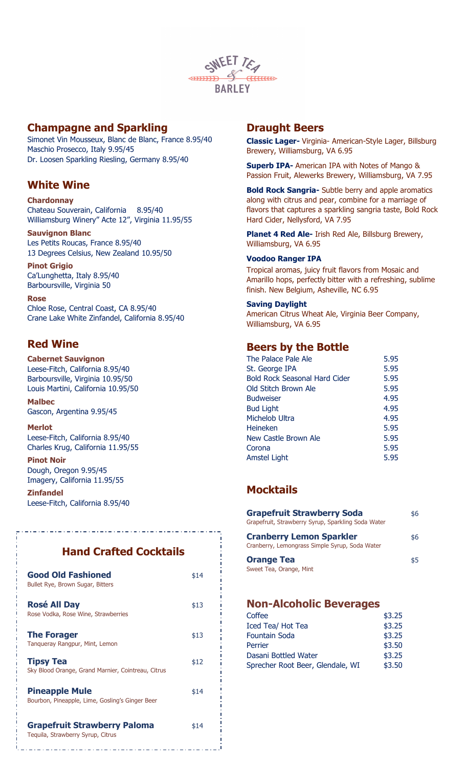SWEET TEA & BARLEY

## Champagne and Sparkling

Simonet Vin Mousseux, Blanc de Blanc, France 8.95/40
Maschio Prosecco, Italy 9.95/45
Dr. Loosen Sparkling Riesling, Germany 8.95/40

## White Wine

**Chardonnay**
Chateau Souverain, California 8.95/40
Williamsburg Winery" Acte 12", Virginia 11.95/55

**Sauvignon Blanc**
Les Petits Roucas, France 8.95/40
13 Degrees Celsius, New Zealand 10.95/50

**Pinot Grigio**
Ca'Lunghetta, Italy 8.95/40
Barboursville, Virginia 50

**Rose**
Chloe Rose, Central Coast, CA 8.95/40
Crane Lake White Zinfandel, California 8.95/40

## Red Wine

**Cabernet Sauvignon**
Leese-Fitch, California 8.95/40
Barboursville, Virginia 10.95/50
Louis Martini, California 10.95/50

**Malbec**
Gascon, Argentina 9.95/45

**Merlot**
Leese-Fitch, California 8.95/40
Charles Krug, California 11.95/55

**Pinot Noir**
Dough, Oregon 9.95/45
Imagery, California 11.95/55

**Zinfandel**
Leese-Fitch, California 8.95/40

## Hand Crafted Cocktails

| | |
|---|---|
| **Good Old Fashioned**<br>Bullet Rye, Brown Sugar, Bitters | $14 |
| **Rosé All Day**<br>Rose Vodka, Rose Wine, Strawberries | $13 |
| **The Forager**<br>Tanqueray Rangpur, Mint, Lemon | $13 |
| **Tipsy Tea**<br>Sky Blood Orange, Grand Marnier, Cointreau, Citrus | $12 |
| **Pineapple Mule**<br>Bourbon, Pineapple, Lime, Gosling's Ginger Beer | $14 |
| **Grapefruit Strawberry Paloma**<br>Tequila, Strawberry Syrup, Citrus | $14 |

## Draught Beers

**Classic Lager-** Virginia- American-Style Lager, Billsburg Brewery, Williamsburg, VA 6.95

**Superb IPA-** American IPA with Notes of Mango & Passion Fruit, Alewerks Brewery, Williamsburg, VA 7.95

**Bold Rock Sangria-** Subtle berry and apple aromatics along with citrus and pear, combine for a marriage of flavors that captures a sparkling sangria taste, Bold Rock Hard Cider, Nellysford, VA 7.95

**Planet 4 Red Ale-** Irish Red Ale, Billsburg Brewery, Williamsburg, VA 6.95

**Voodoo Ranger IPA**
Tropical aromas, juicy fruit flavors from Mosaic and Amarillo hops, perfectly bitter with a refreshing, sublime finish. New Belgium, Asheville, NC 6.95

**Saving Daylight**
American Citrus Wheat Ale, Virginia Beer Company, Williamsburg, VA 6.95

## Beers by the Bottle

| | |
|---|---|
| The Palace Pale Ale | 5.95 |
| St. George IPA | 5.95 |
| Bold Rock Seasonal Hard Cider | 5.95 |
| Old Stitch Brown Ale | 5.95 |
| Budweiser | 4.95 |
| Bud Light | 4.95 |
| Michelob Ultra | 4.95 |
| Heineken | 5.95 |
| New Castle Brown Ale | 5.95 |
| Corona | 5.95 |
| Amstel Light | 5.95 |

## Mocktails

| | |
|---|---|
| **Grapefruit Strawberry Soda**<br>Grapefruit, Strawberry Syrup, Sparkling Soda Water | $6 |
| **Cranberry Lemon Sparkler**<br>Cranberry, Lemongrass Simple Syrup, Soda Water | $6 |
| **Orange Tea**<br>Sweet Tea, Orange, Mint | $5 |

## Non-Alcoholic Beverages

| | |
|---|---|
| Coffee | $3.25 |
| Iced Tea/ Hot Tea | $3.25 |
| Fountain Soda | $3.25 |
| Perrier | $3.50 |
| Dasani Bottled Water | $3.25 |
| Sprecher Root Beer, Glendale, WI | $3.50 |